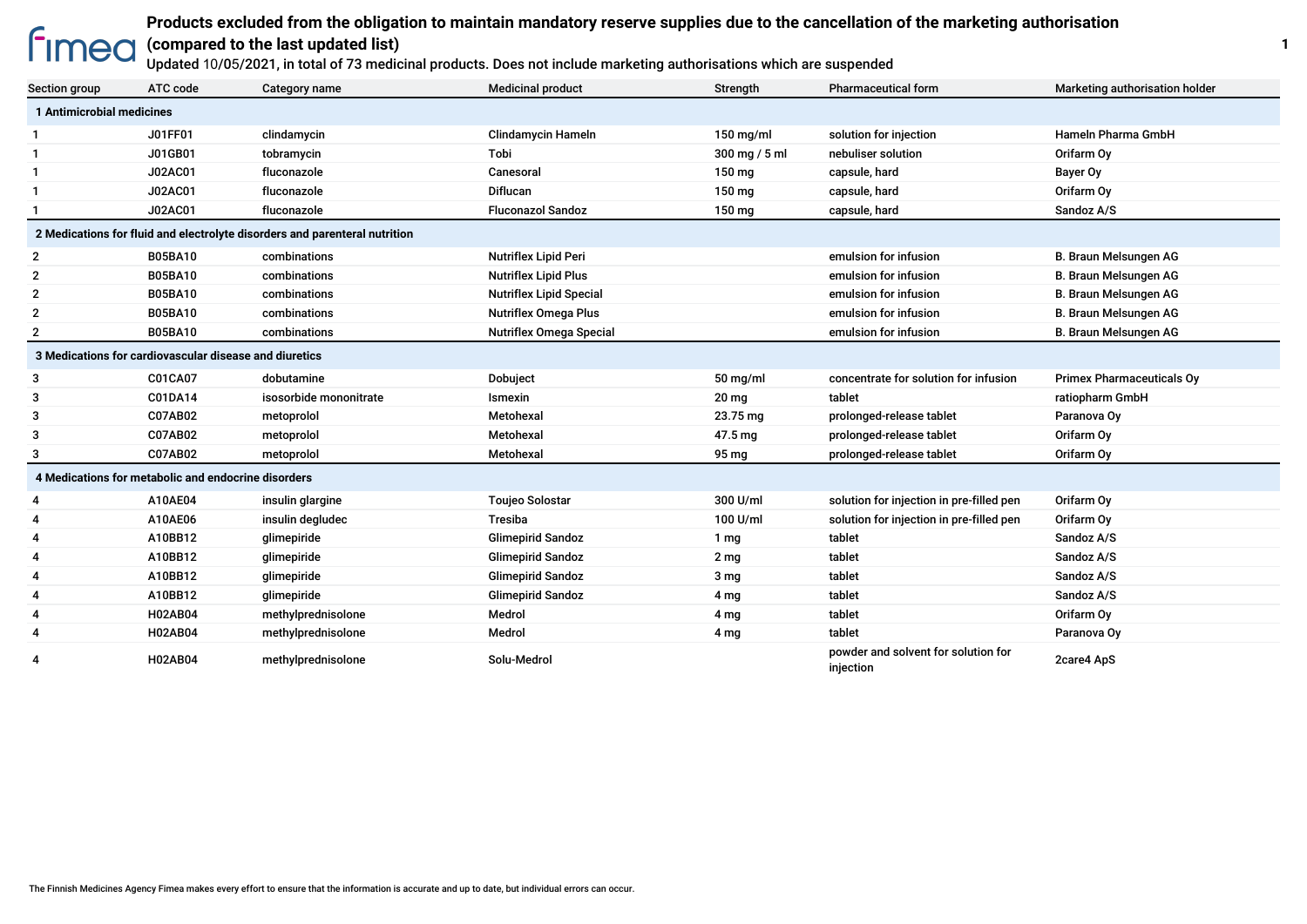fimea

# Products excluded from the obligation to maintain mandatory reserve supplies due to the cancellation of the marketing authorisation (compared to the last updated list)

Updated 10/05/2021, in total of 73 medicinal products. Does not include marketing authorisations which are suspended

| Section group | ATC code | Category name | Medicinal product | Strength | Pharmaceutical form | Marketing authorisation holder |
|---|---|---|---|---|---|---|
| **1 Antimicrobial medicines** | | | | | | |
| 1 | J01FF01 | clindamycin | Clindamycin Hameln | 150 mg/ml | solution for injection | Hameln Pharma GmbH |
| 1 | J01GB01 | tobramycin | Tobi | 300 mg / 5 ml | nebuliser solution | Orifarm Oy |
| 1 | J02AC01 | fluconazole | Canesoral | 150 mg | capsule, hard | Bayer Oy |
| 1 | J02AC01 | fluconazole | Diflucan | 150 mg | capsule, hard | Orifarm Oy |
| 1 | J02AC01 | fluconazole | Fluconazol Sandoz | 150 mg | capsule, hard | Sandoz A/S |
| **2 Medications for fluid and electrolyte disorders and parenteral nutrition** | | | | | | |
| 2 | B05BA10 | combinations | Nutriflex Lipid Peri | | emulsion for infusion | B. Braun Melsungen AG |
| 2 | B05BA10 | combinations | Nutriflex Lipid Plus | | emulsion for infusion | B. Braun Melsungen AG |
| 2 | B05BA10 | combinations | Nutriflex Lipid Special | | emulsion for infusion | B. Braun Melsungen AG |
| 2 | B05BA10 | combinations | Nutriflex Omega Plus | | emulsion for infusion | B. Braun Melsungen AG |
| 2 | B05BA10 | combinations | Nutriflex Omega Special | | emulsion for infusion | B. Braun Melsungen AG |
| **3 Medications for cardiovascular disease and diuretics** | | | | | | |
| 3 | C01CA07 | dobutamine | Dobuject | 50 mg/ml | concentrate for solution for infusion | Primex Pharmaceuticals Oy |
| 3 | C01DA14 | isosorbide mononitrate | Ismexin | 20 mg | tablet | ratiopharm GmbH |
| 3 | C07AB02 | metoprolol | Metohexal | 23.75 mg | prolonged-release tablet | Paranova Oy |
| 3 | C07AB02 | metoprolol | Metohexal | 47.5 mg | prolonged-release tablet | Orifarm Oy |
| 3 | C07AB02 | metoprolol | Metohexal | 95 mg | prolonged-release tablet | Orifarm Oy |
| **4 Medications for metabolic and endocrine disorders** | | | | | | |
| 4 | A10AE04 | insulin glargine | Toujeo Solostar | 300 U/ml | solution for injection in pre-filled pen | Orifarm Oy |
| 4 | A10AE06 | insulin degludec | Tresiba | 100 U/ml | solution for injection in pre-filled pen | Orifarm Oy |
| 4 | A10BB12 | glimepiride | Glimepirid Sandoz | 1 mg | tablet | Sandoz A/S |
| 4 | A10BB12 | glimepiride | Glimepirid Sandoz | 2 mg | tablet | Sandoz A/S |
| 4 | A10BB12 | glimepiride | Glimepirid Sandoz | 3 mg | tablet | Sandoz A/S |
| 4 | A10BB12 | glimepiride | Glimepirid Sandoz | 4 mg | tablet | Sandoz A/S |
| 4 | H02AB04 | methylprednisolone | Medrol | 4 mg | tablet | Orifarm Oy |
| 4 | H02AB04 | methylprednisolone | Medrol | 4 mg | tablet | Paranova Oy |
| 4 | H02AB04 | methylprednisolone | Solu-Medrol | | powder and solvent for solution for injection | 2care4 ApS |

The Finnish Medicines Agency Fimea makes every effort to ensure that the information is accurate and up to date, but individual errors can occur.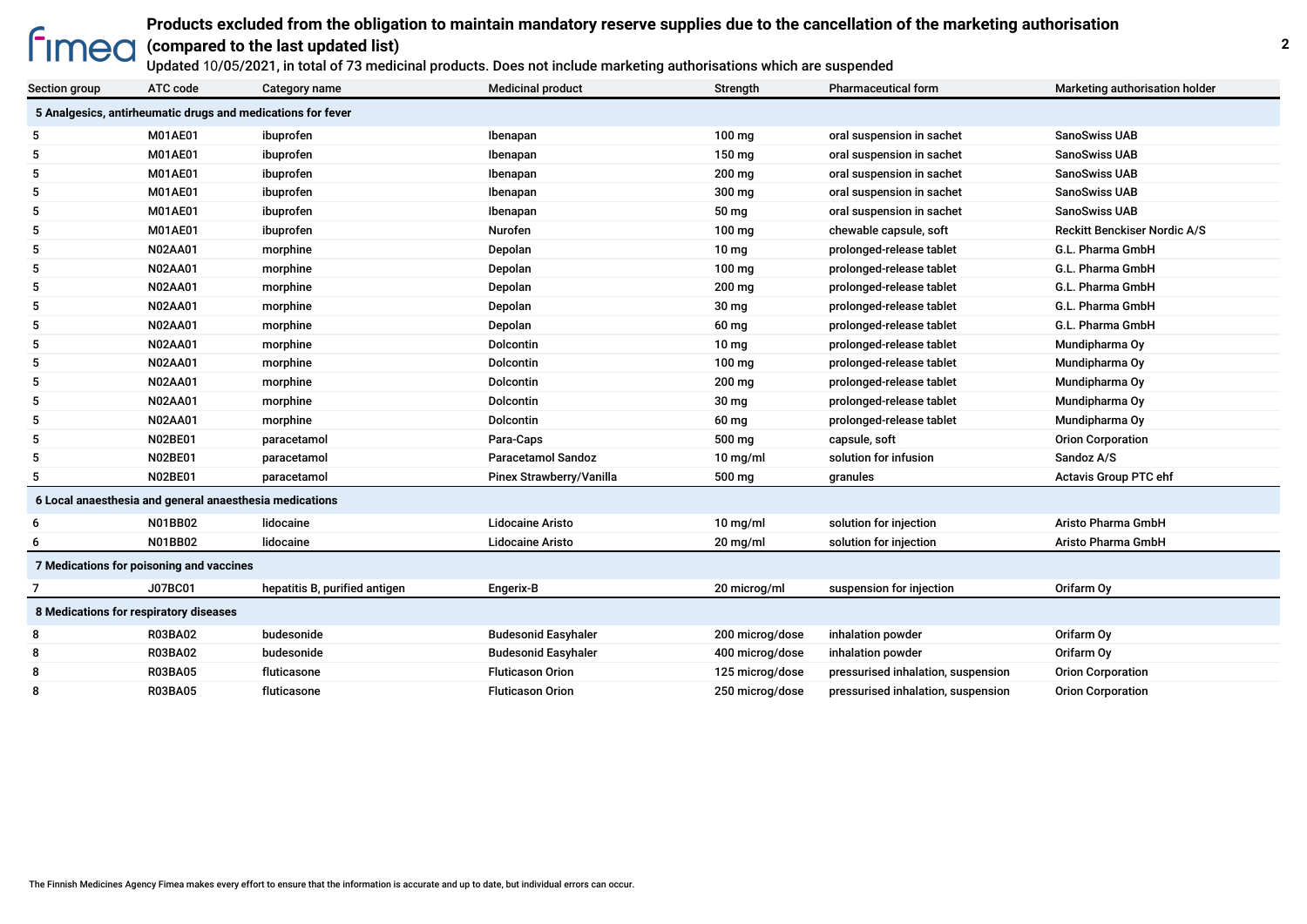# Products excluded from the obligation to maintain mandatory reserve supplies due to the cancellation of the marketing authorisation (compared to the last updated list)

Updated 10/05/2021, in total of 73 medicinal products. Does not include marketing authorisations which are suspended

| Section group | ATC code | Category name | Medicinal product | Strength | Pharmaceutical form | Marketing authorisation holder |
|---|---|---|---|---|---|---|
| **5 Analgesics, antirheumatic drugs and medications for fever** | | | | | | |
| 5 | M01AE01 | ibuprofen | Ibenapan | 100 mg | oral suspension in sachet | SanoSwiss UAB |
| 5 | M01AE01 | ibuprofen | Ibenapan | 150 mg | oral suspension in sachet | SanoSwiss UAB |
| 5 | M01AE01 | ibuprofen | Ibenapan | 200 mg | oral suspension in sachet | SanoSwiss UAB |
| 5 | M01AE01 | ibuprofen | Ibenapan | 300 mg | oral suspension in sachet | SanoSwiss UAB |
| 5 | M01AE01 | ibuprofen | Ibenapan | 50 mg | oral suspension in sachet | SanoSwiss UAB |
| 5 | M01AE01 | ibuprofen | Nurofen | 100 mg | chewable capsule, soft | Reckitt Benckiser Nordic A/S |
| 5 | N02AA01 | morphine | Depolan | 10 mg | prolonged-release tablet | G.L. Pharma GmbH |
| 5 | N02AA01 | morphine | Depolan | 100 mg | prolonged-release tablet | G.L. Pharma GmbH |
| 5 | N02AA01 | morphine | Depolan | 200 mg | prolonged-release tablet | G.L. Pharma GmbH |
| 5 | N02AA01 | morphine | Depolan | 30 mg | prolonged-release tablet | G.L. Pharma GmbH |
| 5 | N02AA01 | morphine | Depolan | 60 mg | prolonged-release tablet | G.L. Pharma GmbH |
| 5 | N02AA01 | morphine | Dolcontin | 10 mg | prolonged-release tablet | Mundipharma Oy |
| 5 | N02AA01 | morphine | Dolcontin | 100 mg | prolonged-release tablet | Mundipharma Oy |
| 5 | N02AA01 | morphine | Dolcontin | 200 mg | prolonged-release tablet | Mundipharma Oy |
| 5 | N02AA01 | morphine | Dolcontin | 30 mg | prolonged-release tablet | Mundipharma Oy |
| 5 | N02AA01 | morphine | Dolcontin | 60 mg | prolonged-release tablet | Mundipharma Oy |
| 5 | N02BE01 | paracetamol | Para-Caps | 500 mg | capsule, soft | Orion Corporation |
| 5 | N02BE01 | paracetamol | Paracetamol Sandoz | 10 mg/ml | solution for infusion | Sandoz A/S |
| 5 | N02BE01 | paracetamol | Pinex Strawberry/Vanilla | 500 mg | granules | Actavis Group PTC ehf |
| **6 Local anaesthesia and general anaesthesia medications** | | | | | | |
| 6 | N01BB02 | lidocaine | Lidocaine Aristo | 10 mg/ml | solution for injection | Aristo Pharma GmbH |
| 6 | N01BB02 | lidocaine | Lidocaine Aristo | 20 mg/ml | solution for injection | Aristo Pharma GmbH |
| **7 Medications for poisoning and vaccines** | | | | | | |
| 7 | J07BC01 | hepatitis B, purified antigen | Engerix-B | 20 microg/ml | suspension for injection | Orifarm Oy |
| **8 Medications for respiratory diseases** | | | | | | |
| 8 | R03BA02 | budesonide | Budesonid Easyhaler | 200 microg/dose | inhalation powder | Orifarm Oy |
| 8 | R03BA02 | budesonide | Budesonid Easyhaler | 400 microg/dose | inhalation powder | Orifarm Oy |
| 8 | R03BA05 | fluticasone | Fluticason Orion | 125 microg/dose | pressurised inhalation, suspension | Orion Corporation |
| 8 | R03BA05 | fluticasone | Fluticason Orion | 250 microg/dose | pressurised inhalation, suspension | Orion Corporation |

The Finnish Medicines Agency Fimea makes every effort to ensure that the information is accurate and up to date, but individual errors can occur.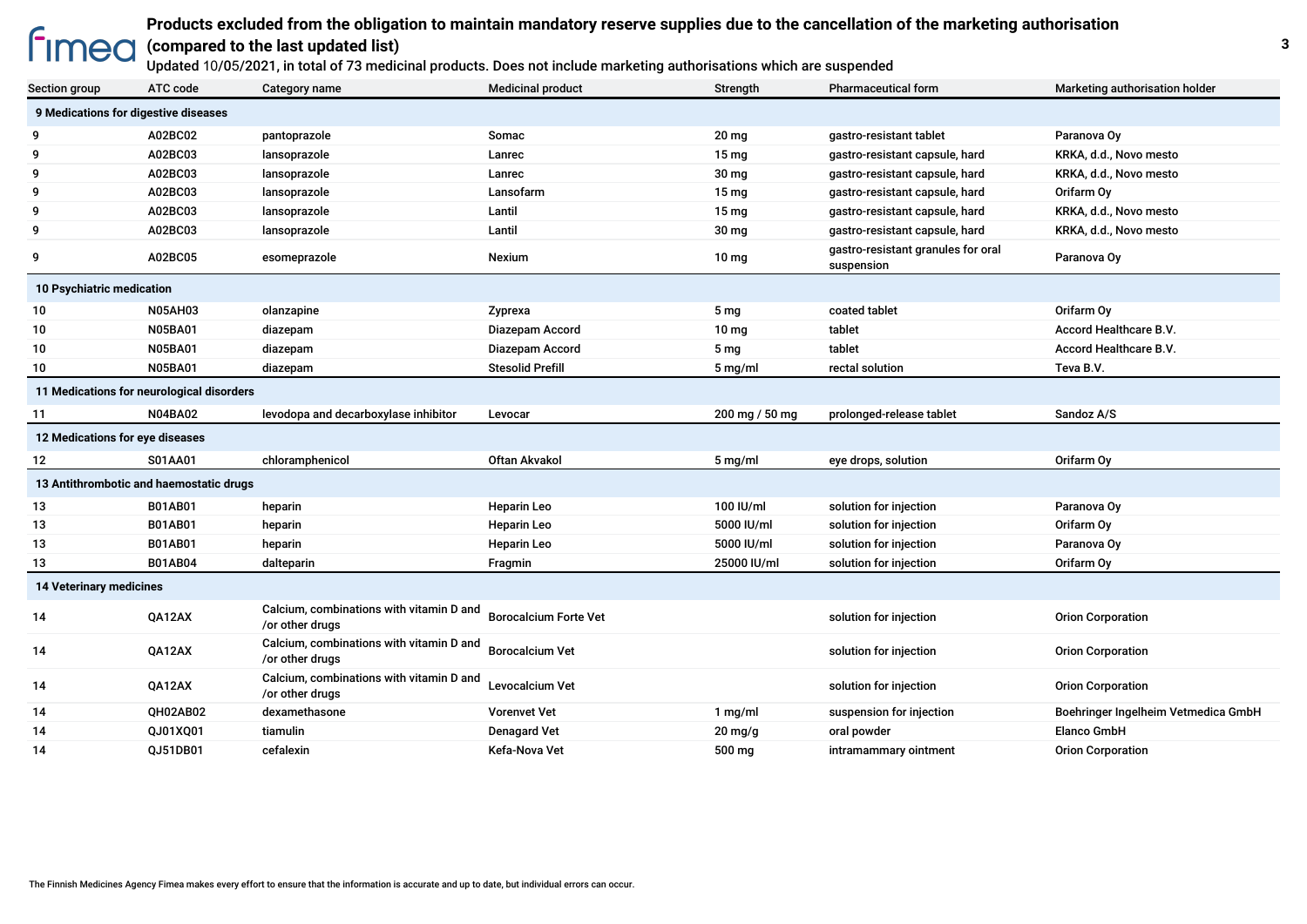# Products excluded from the obligation to maintain mandatory reserve supplies due to the cancellation of the marketing authorisation (compared to the last updated list)

Updated 10/05/2021, in total of 73 medicinal products. Does not include marketing authorisations which are suspended

| Section group | ATC code | Category name | Medicinal product | Strength | Pharmaceutical form | Marketing authorisation holder |
|---|---|---|---|---|---|---|
| **9 Medications for digestive diseases** | | | | | | |
| 9 | A02BC02 | pantoprazole | Somac | 20 mg | gastro-resistant tablet | Paranova Oy |
| 9 | A02BC03 | lansoprazole | Lanrec | 15 mg | gastro-resistant capsule, hard | KRKA, d.d., Novo mesto |
| 9 | A02BC03 | lansoprazole | Lanrec | 30 mg | gastro-resistant capsule, hard | KRKA, d.d., Novo mesto |
| 9 | A02BC03 | lansoprazole | Lansofarm | 15 mg | gastro-resistant capsule, hard | Orifarm Oy |
| 9 | A02BC03 | lansoprazole | Lantil | 15 mg | gastro-resistant capsule, hard | KRKA, d.d., Novo mesto |
| 9 | A02BC03 | lansoprazole | Lantil | 30 mg | gastro-resistant capsule, hard | KRKA, d.d., Novo mesto |
| 9 | A02BC05 | esomeprazole | Nexium | 10 mg | gastro-resistant granules for oral suspension | Paranova Oy |
| **10 Psychiatric medication** | | | | | | |
| 10 | N05AH03 | olanzapine | Zyprexa | 5 mg | coated tablet | Orifarm Oy |
| 10 | N05BA01 | diazepam | Diazepam Accord | 10 mg | tablet | Accord Healthcare B.V. |
| 10 | N05BA01 | diazepam | Diazepam Accord | 5 mg | tablet | Accord Healthcare B.V. |
| 10 | N05BA01 | diazepam | Stesolid Prefill | 5 mg/ml | rectal solution | Teva B.V. |
| **11 Medications for neurological disorders** | | | | | | |
| 11 | N04BA02 | levodopa and decarboxylase inhibitor | Levocar | 200 mg / 50 mg | prolonged-release tablet | Sandoz A/S |
| **12 Medications for eye diseases** | | | | | | |
| 12 | S01AA01 | chloramphenicol | Oftan Akvakol | 5 mg/ml | eye drops, solution | Orifarm Oy |
| **13 Antithrombotic and haemostatic drugs** | | | | | | |
| 13 | B01AB01 | heparin | Heparin Leo | 100 IU/ml | solution for injection | Paranova Oy |
| 13 | B01AB01 | heparin | Heparin Leo | 5000 IU/ml | solution for injection | Orifarm Oy |
| 13 | B01AB01 | heparin | Heparin Leo | 5000 IU/ml | solution for injection | Paranova Oy |
| 13 | B01AB04 | dalteparin | Fragmin | 25000 IU/ml | solution for injection | Orifarm Oy |
| **14 Veterinary medicines** | | | | | | |
| 14 | QA12AX | Calcium, combinations with vitamin D and /or other drugs | Borocalcium Forte Vet | | solution for injection | Orion Corporation |
| 14 | QA12AX | Calcium, combinations with vitamin D and /or other drugs | Borocalcium Vet | | solution for injection | Orion Corporation |
| 14 | QA12AX | Calcium, combinations with vitamin D and /or other drugs | Levocalcium Vet | | solution for injection | Orion Corporation |
| 14 | QH02AB02 | dexamethasone | Vorenvet Vet | 1 mg/ml | suspension for injection | Boehringer Ingelheim Vetmedica GmbH |
| 14 | QJ01XQ01 | tiamulin | Denagard Vet | 20 mg/g | oral powder | Elanco GmbH |
| 14 | QJ51DB01 | cefalexin | Kefa-Nova Vet | 500 mg | intramammary ointment | Orion Corporation |

The Finnish Medicines Agency Fimea makes every effort to ensure that the information is accurate and up to date, but individual errors can occur.